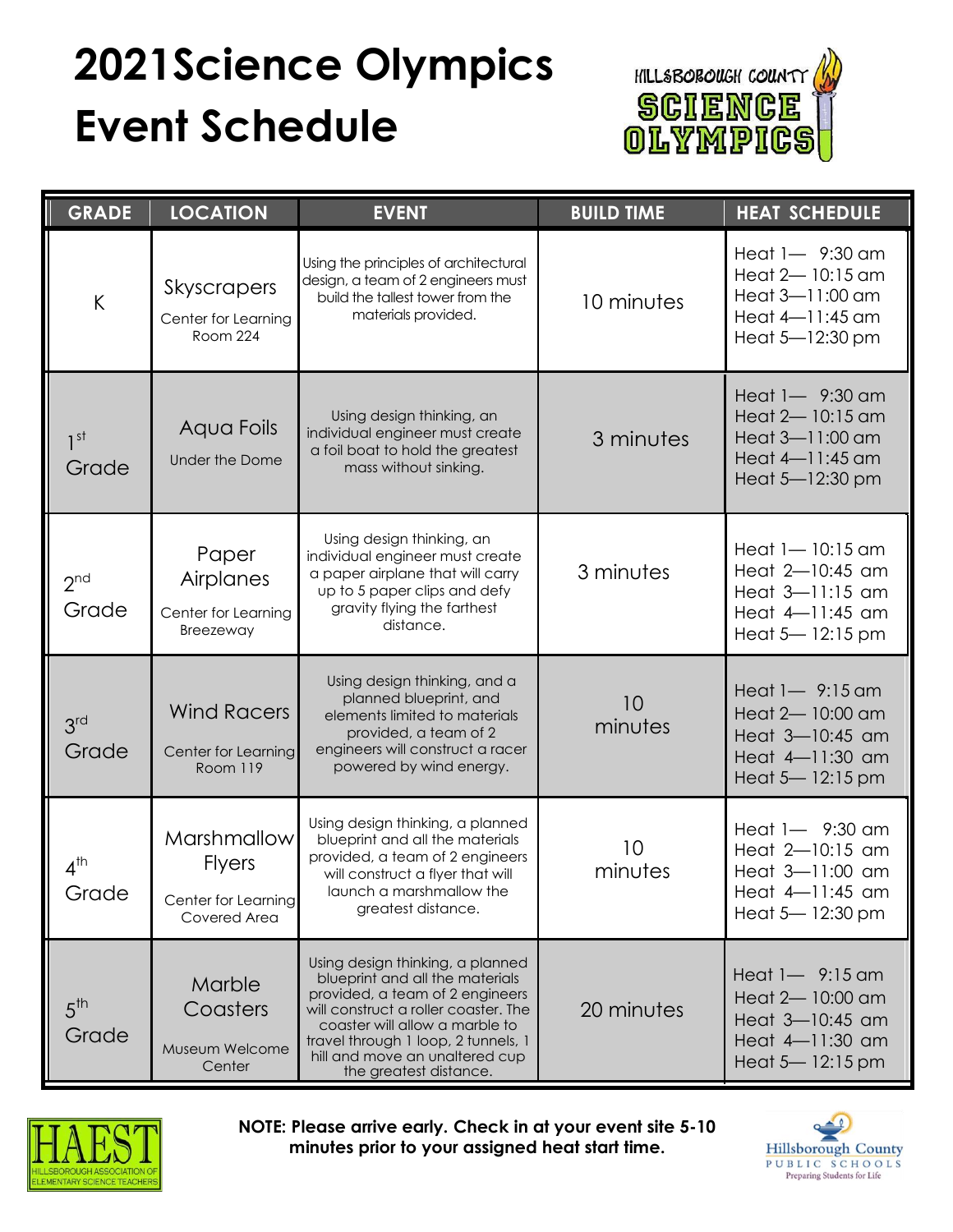# 2021Science Olympics Event Schedule

| GRADE | LOCATION | EVENT | BUILD TIME | HEAT SCHEDULE |
|---|---|---|---|---|
| K | Skyscrapers<br>Center for Learning Room 224 | Using the principles of architectural design, a team of 2 engineers must build the tallest tower from the materials provided. | 10 minutes | Heat 1— 9:30 am<br>Heat 2— 10:15 am<br>Heat 3—11:00 am<br>Heat 4—11:45 am<br>Heat 5—12:30 pm |
| 1st Grade | Aqua Foils<br>Under the Dome | Using design thinking, an individual engineer must create a foil boat to hold the greatest mass without sinking. | 3 minutes | Heat 1— 9:30 am<br>Heat 2— 10:15 am<br>Heat 3—11:00 am<br>Heat 4—11:45 am<br>Heat 5—12:30 pm |
| 2nd Grade | Paper Airplanes<br>Center for Learning Breezeway | Using design thinking, an individual engineer must create a paper airplane that will carry up to 5 paper clips and defy gravity flying the farthest distance. | 3 minutes | Heat 1— 10:15 am<br>Heat 2—10:45 am<br>Heat 3—11:15 am<br>Heat 4—11:45 am<br>Heat 5— 12:15 pm |
| 3rd Grade | Wind Racers<br>Center for Learning Room 119 | Using design thinking, and a planned blueprint, and elements limited to materials provided, a team of 2 engineers will construct a racer powered by wind energy. | 10 minutes | Heat 1— 9:15 am<br>Heat 2— 10:00 am<br>Heat 3—10:45 am<br>Heat 4—11:30 am<br>Heat 5— 12:15 pm |
| 4th Grade | Marshmallow Flyers<br>Center for Learning Covered Area | Using design thinking, a planned blueprint and all the materials provided, a team of 2 engineers will construct a flyer that will launch a marshmallow the greatest distance. | 10 minutes | Heat 1— 9:30 am<br>Heat 2—10:15 am<br>Heat 3—11:00 am<br>Heat 4—11:45 am<br>Heat 5— 12:30 pm |
| 5th Grade | Marble Coasters<br>Museum Welcome Center | Using design thinking, a planned blueprint and all the materials provided, a team of 2 engineers will construct a roller coaster. The coaster will allow a marble to travel through 1 loop, 2 tunnels, 1 hill and move an unaltered cup the greatest distance. | 20 minutes | Heat 1— 9:15 am<br>Heat 2— 10:00 am<br>Heat 3—10:45 am<br>Heat 4—11:30 am<br>Heat 5— 12:15 pm |

**NOTE: Please arrive early. Check in at your event site 5-10 minutes prior to your assigned heat start time.**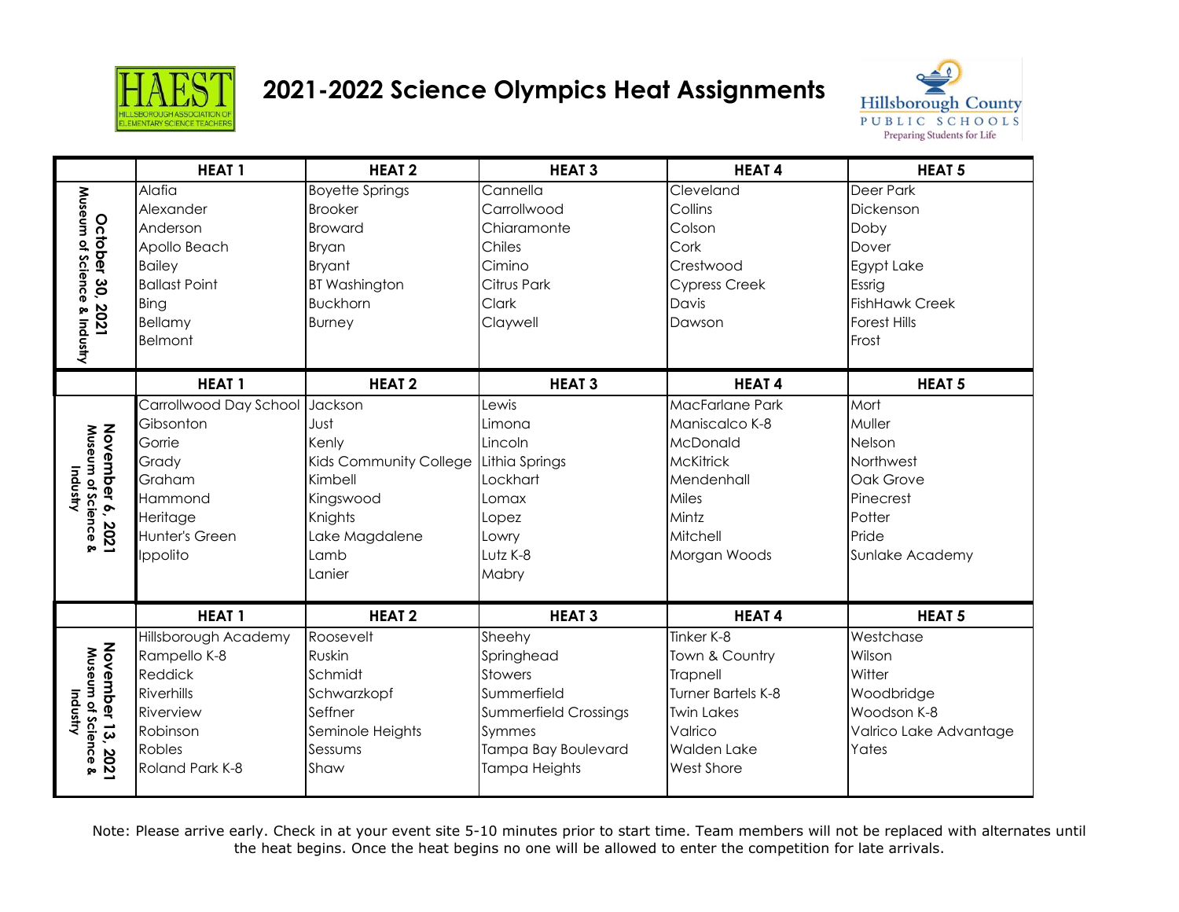# 2021-2022 Science Olympics Heat Assignments

| | HEAT 1 | HEAT 2 | HEAT 3 | HEAT 4 | HEAT 5 |
|---|---|---|---|---|---|
| **October 30, 2021** Museum of Science & Industry | Alafia<br>Alexander<br>Anderson<br>Apollo Beach<br>Bailey<br>Ballast Point<br>Bing<br>Bellamy<br>Belmont | Boyette Springs<br>Brooker<br>Broward<br>Bryan<br>Bryant<br>BT Washington<br>Buckhorn<br>Burney | Cannella<br>Carrollwood<br>Chiaramonte<br>Chiles<br>Cimino<br>Citrus Park<br>Clark<br>Claywell | Cleveland<br>Collins<br>Colson<br>Cork<br>Crestwood<br>Cypress Creek<br>Davis<br>Dawson | Deer Park<br>Dickenson<br>Doby<br>Dover<br>Egypt Lake<br>Essrig<br>FishHawk Creek<br>Forest Hills<br>Frost |
| | **HEAT 1** | **HEAT 2** | **HEAT 3** | **HEAT 4** | **HEAT 5** |
| **November 6, 2021** Museum of Science & Industry | Carrollwood Day School<br>Gibsonton<br>Gorrie<br>Grady<br>Graham<br>Hammond<br>Heritage<br>Hunter's Green<br>Ippolito | Jackson<br>Just<br>Kenly<br>Kids Community College<br>Kimbell<br>Kingswood<br>Knights<br>Lake Magdalene<br>Lamb<br>Lanier | Lewis<br>Limona<br>Lincoln<br>Lithia Springs<br>Lockhart<br>Lomax<br>Lopez<br>Lowry<br>Lutz K-8<br>Mabry | MacFarlane Park<br>Maniscalco K-8<br>McDonald<br>McKitrick<br>Mendenhall<br>Miles<br>Mintz<br>Mitchell<br>Morgan Woods | Mort<br>Muller<br>Nelson<br>Northwest<br>Oak Grove<br>Pinecrest<br>Potter<br>Pride<br>Sunlake Academy |
| | **HEAT 1** | **HEAT 2** | **HEAT 3** | **HEAT 4** | **HEAT 5** |
| **November 13, 2021** Museum of Science & Industry | Hillsborough Academy<br>Rampello K-8<br>Reddick<br>Riverhills<br>Riverview<br>Robinson<br>Robles<br>Roland Park K-8 | Roosevelt<br>Ruskin<br>Schmidt<br>Schwarzkopf<br>Seffner<br>Seminole Heights<br>Sessums<br>Shaw | Sheehy<br>Springhead<br>Stowers<br>Summerfield<br>Summerfield Crossings<br>Symmes<br>Tampa Bay Boulevard<br>Tampa Heights | Tinker K-8<br>Town & Country<br>Trapnell<br>Turner Bartels K-8<br>Twin Lakes<br>Valrico<br>Walden Lake<br>West Shore | Westchase<br>Wilson<br>Witter<br>Woodbridge<br>Woodson K-8<br>Valrico Lake Advantage<br>Yates |

Note: Please arrive early. Check in at your event site 5-10 minutes prior to start time. Team members will not be replaced with alternates until the heat begins. Once the heat begins no one will be allowed to enter the competition for late arrivals.